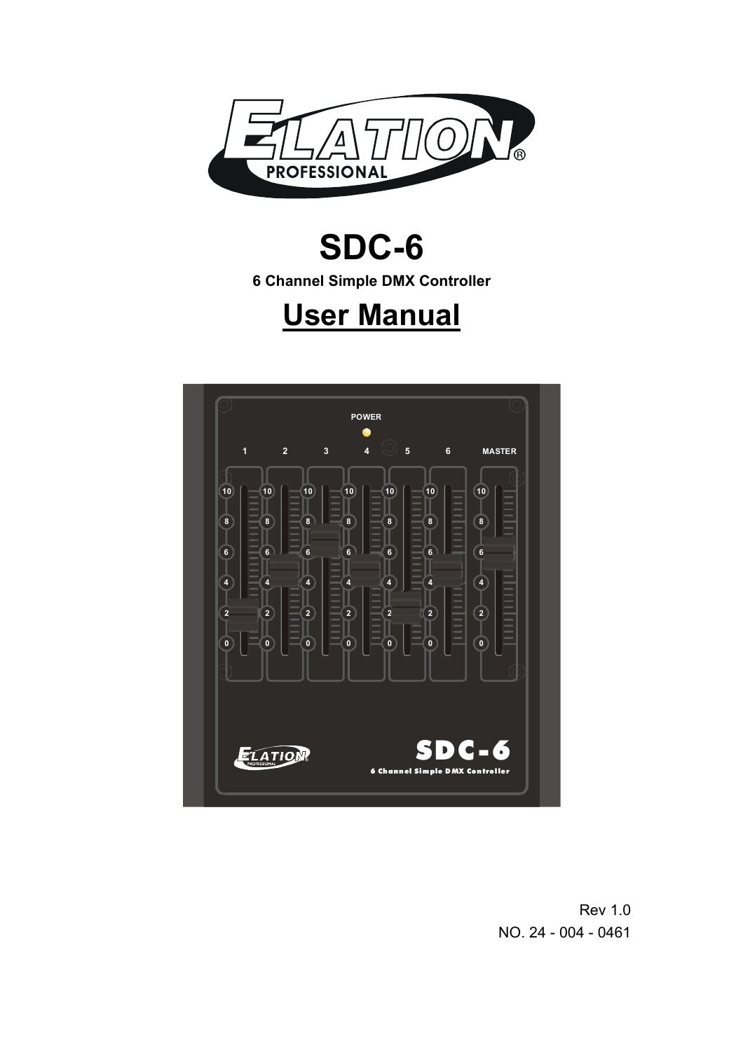# SDC-6

**6 Channel Simple DMX Controller**

# User Manual

Rev 1.0

NO. 24 - 004 - 0461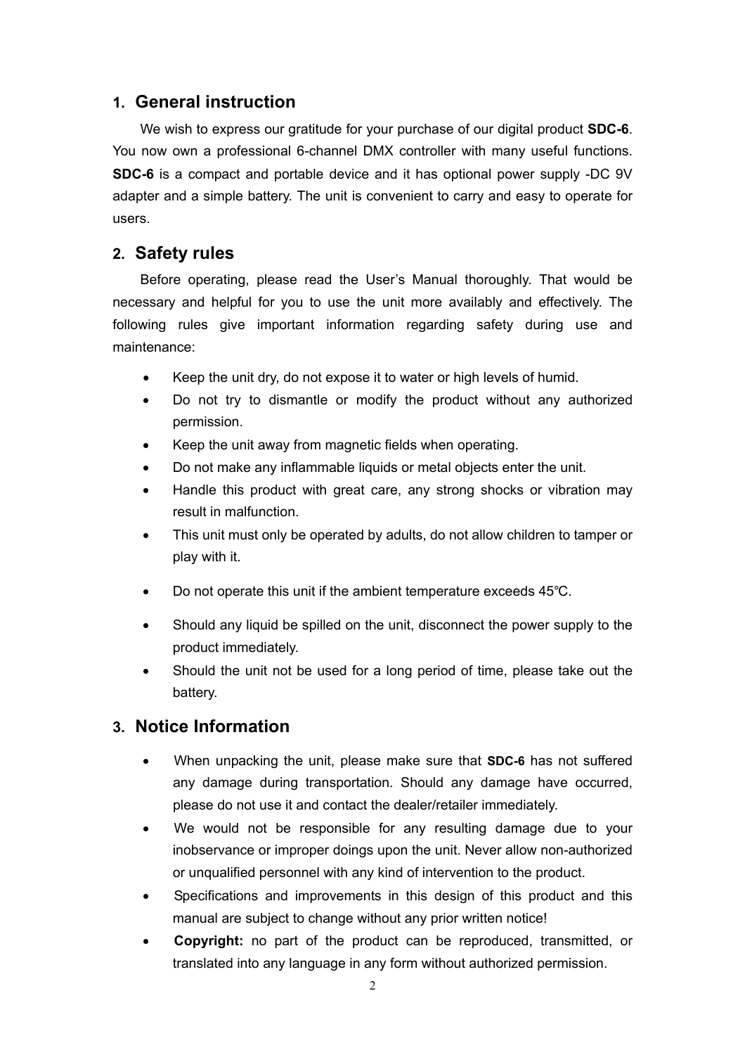## 1. General instruction

We wish to express our gratitude for your purchase of our digital product **SDC-6**. You now own a professional 6-channel DMX controller with many useful functions. **SDC-6** is a compact and portable device and it has optional power supply -DC 9V adapter and a simple battery. The unit is convenient to carry and easy to operate for users.

## 2. Safety rules

Before operating, please read the User's Manual thoroughly. That would be necessary and helpful for you to use the unit more availably and effectively. The following rules give important information regarding safety during use and maintenance:

- Keep the unit dry, do not expose it to water or high levels of humid.
- Do not try to dismantle or modify the product without any authorized permission.
- Keep the unit away from magnetic fields when operating.
- Do not make any inflammable liquids or metal objects enter the unit.
- Handle this product with great care, any strong shocks or vibration may result in malfunction.
- This unit must only be operated by adults, do not allow children to tamper or play with it.
- Do not operate this unit if the ambient temperature exceeds 45℃.
- Should any liquid be spilled on the unit, disconnect the power supply to the product immediately.
- Should the unit not be used for a long period of time, please take out the battery.

## 3. Notice Information

- When unpacking the unit, please make sure that **SDC-6** has not suffered any damage during transportation. Should any damage have occurred, please do not use it and contact the dealer/retailer immediately.
- We would not be responsible for any resulting damage due to your inobservance or improper doings upon the unit. Never allow non-authorized or unqualified personnel with any kind of intervention to the product.
- Specifications and improvements in this design of this product and this manual are subject to change without any prior written notice!
- **Copyright:** no part of the product can be reproduced, transmitted, or translated into any language in any form without authorized permission.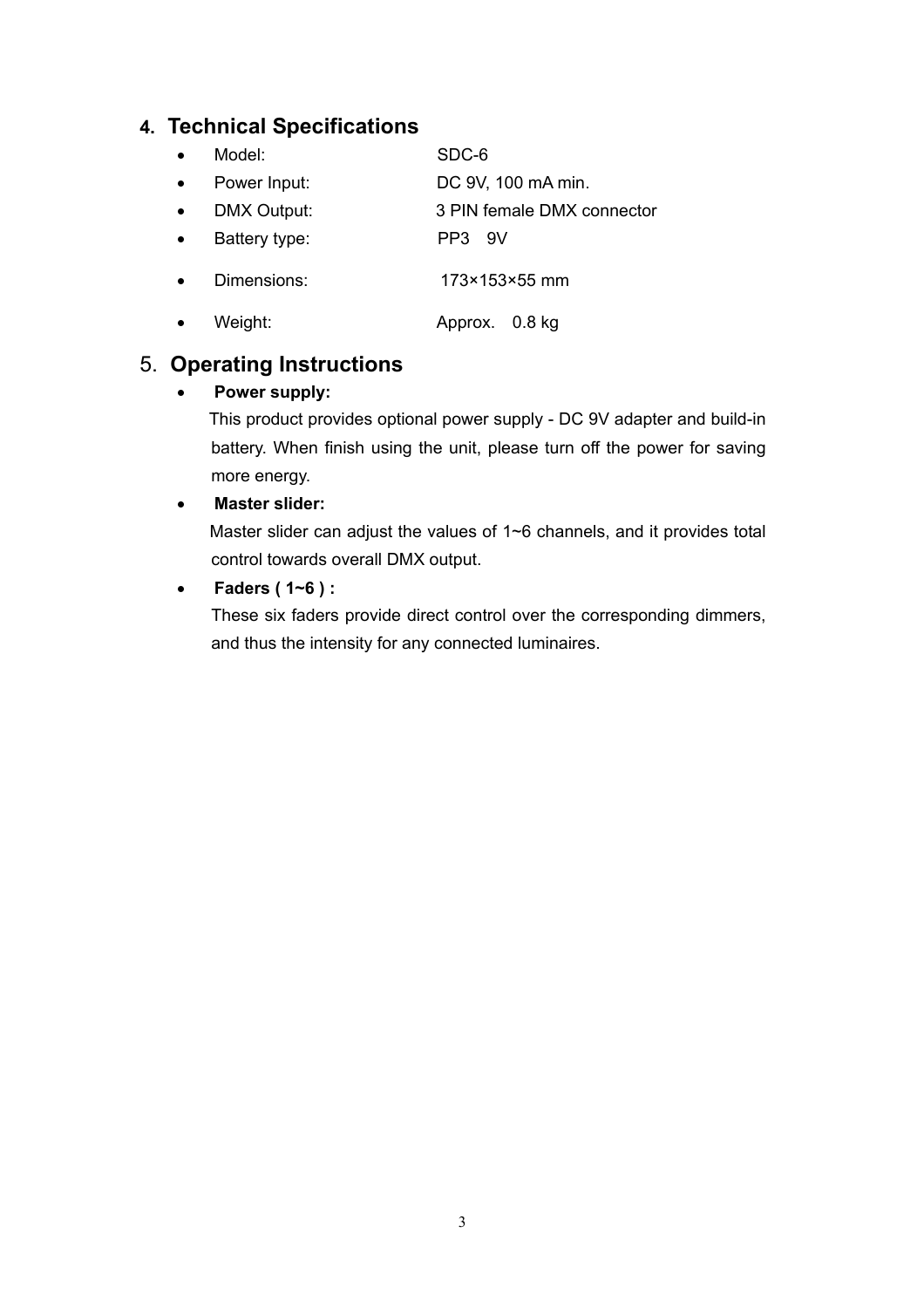## 4. Technical Specifications

- Model: SDC-6
- Power Input: DC 9V, 100 mA min.
- DMX Output: 3 PIN female DMX connector
- Battery type: PP3 9V
- Dimensions: 173×153×55 mm
- Weight: Approx. 0.8 kg

## 5. Operating Instructions

- **Power supply:**

  This product provides optional power supply - DC 9V adapter and build-in battery. When finish using the unit, please turn off the power for saving more energy.

- **Master slider:**

  Master slider can adjust the values of 1~6 channels, and it provides total control towards overall DMX output.

- **Faders ( 1~6 ) :**

  These six faders provide direct control over the corresponding dimmers, and thus the intensity for any connected luminaires.